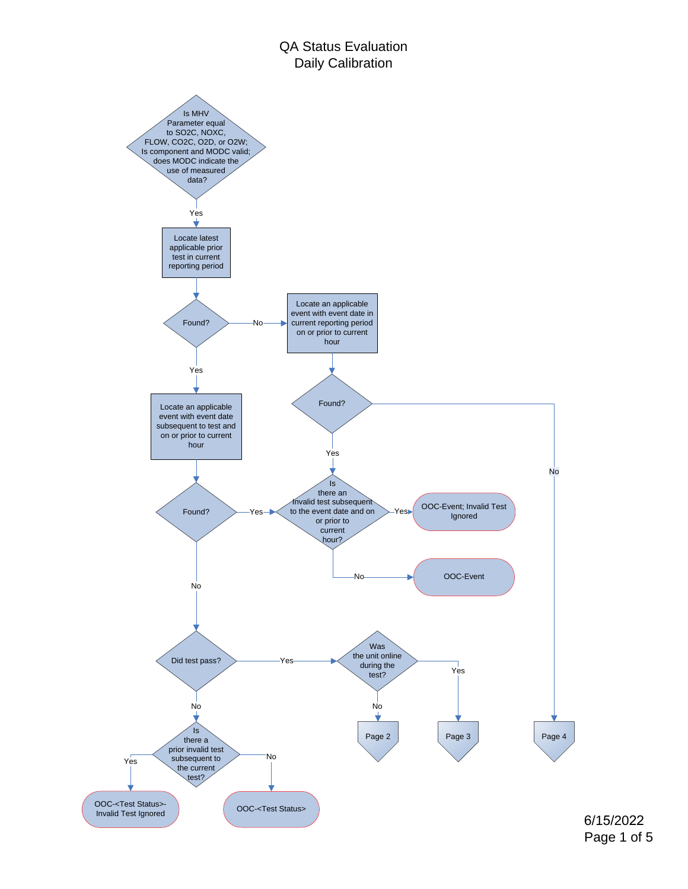# QA Status Evaluation
## Daily Calibration

**Is MHV Parameter equal to SO2C, NOXC, FLOW, CO2C, O2D, or O2W; Is component and MODC valid; does MODC indicate the use of measured data?**

- Yes → Locate latest applicable prior test in current reporting period
  - **Found?**
    - No → Locate an applicable event with event date in current reporting period on or prior to current hour
      - **Found?**
        - No → Page 4
        - Yes → **Is there an Invalid test subsequent to the event date and on or prior to current hour?**
          - Yes → OOC-Event; Invalid Test Ignored
          - No → OOC-Event
    - Yes → Locate an applicable event with event date subsequent to test and on or prior to current hour
      - **Found?**
        - Yes → **Is there an Invalid test subsequent to the event date and on or prior to current hour?**
          - Yes → OOC-Event; Invalid Test Ignored
          - No → OOC-Event
        - No → **Did test pass?**
          - Yes → **Was the unit online during the test?**
            - No → Page 2
            - Yes → Page 3
          - No → **Is there a prior invalid test subsequent to the current test?**
            - Yes → OOC-<Test Status>-Invalid Test Ignored
            - No → OOC-<Test Status>

6/15/2022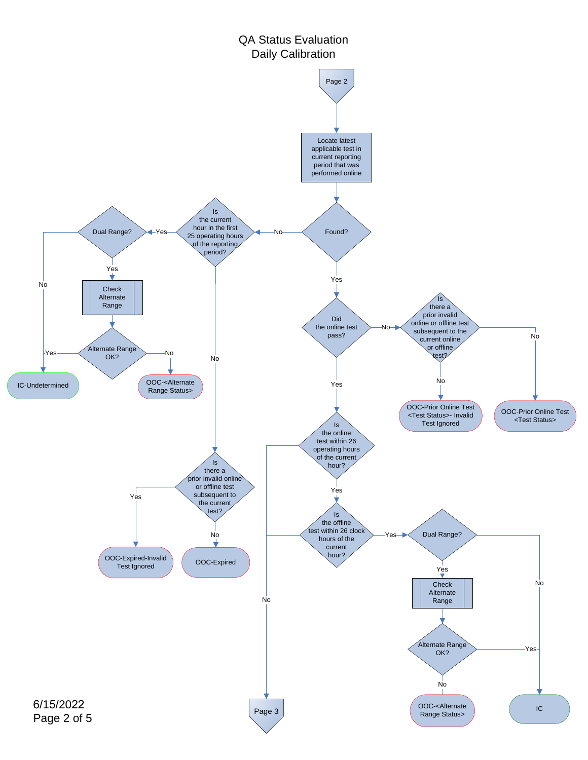# QA Status Evaluation
## Daily Calibration

Page 2

Locate latest applicable test in current reporting period that was performed online

Found?

- No → Is the current hour in the first 25 operating hours of the reporting period?
  - Yes → Dual Range?
    - No → IC-Undetermined
    - Yes → Check Alternate Range → Alternate Range OK?
      - Yes → IC-Undetermined
      - No → OOC-<Alternate Range Status>
  - No → Is there a prior invalid online or offline test subsequent to the current test?
    - Yes → OOC-Expired-Invalid Test Ignored
    - No → OOC-Expired
- Yes → Did the online test pass?
  - No → Is there a prior invalid online or offline test subsequent to the current online or offline test?
    - No → OOC-Prior Online Test <Test Status>- Invalid Test Ignored
    - No → OOC-Prior Online Test <Test Status>
  - Yes → Is the online test within 26 operating hours of the current hour?
    - No → Page 3
    - Yes → Is the offline test within 26 clock hours of the current hour?
      - No → Page 3
      - Yes → Dual Range?
        - No → IC
        - Yes → Check Alternate Range → Alternate Range OK?
          - Yes → IC
          - No → OOC-<Alternate Range Status>

Page 3

6/15/2022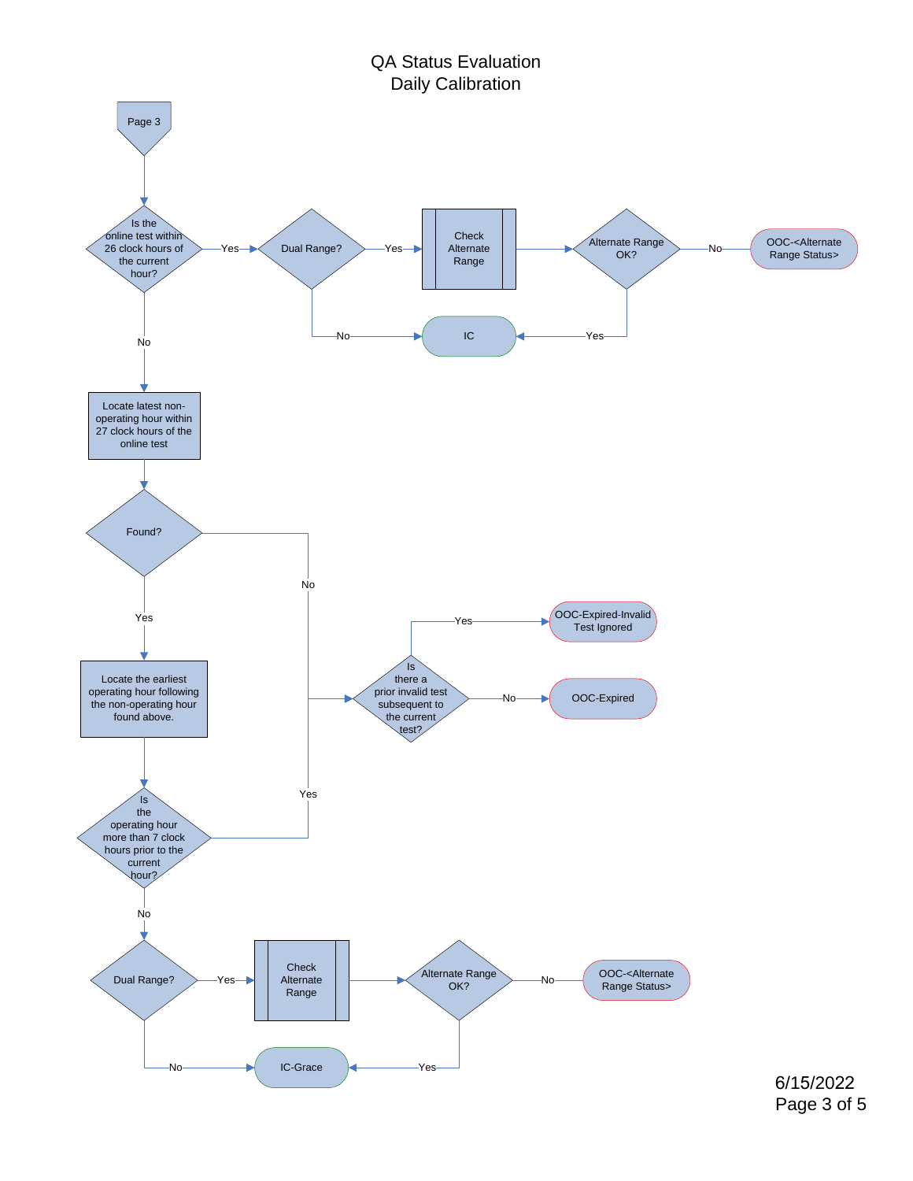# QA Status Evaluation
## Daily Calibration

Page 3

- **Is the online test within 26 clock hours of the current hour?**
  - **Yes** → **Dual Range?**
    - **Yes** → Check Alternate Range → **Alternate Range OK?**
      - **No** → OOC-<Alternate Range Status>
      - **Yes** → IC
    - **No** → IC
  - **No** → Locate latest non-operating hour within 27 clock hours of the online test → **Found?**
    - **No** → **Is there a prior invalid test subsequent to the current test?**
      - **Yes** → OOC-Expired-Invalid Test Ignored
      - **No** → OOC-Expired
    - **Yes** → Locate the earliest operating hour following the non-operating hour found above. → **Is the operating hour more than 7 clock hours prior to the current hour?**
      - **Yes** → **Is there a prior invalid test subsequent to the current test?**
      - **No** → **Dual Range?**
        - **Yes** → Check Alternate Range → **Alternate Range OK?**
          - **No** → OOC-<Alternate Range Status>
          - **Yes** → IC-Grace
        - **No** → IC-Grace

6/15/2022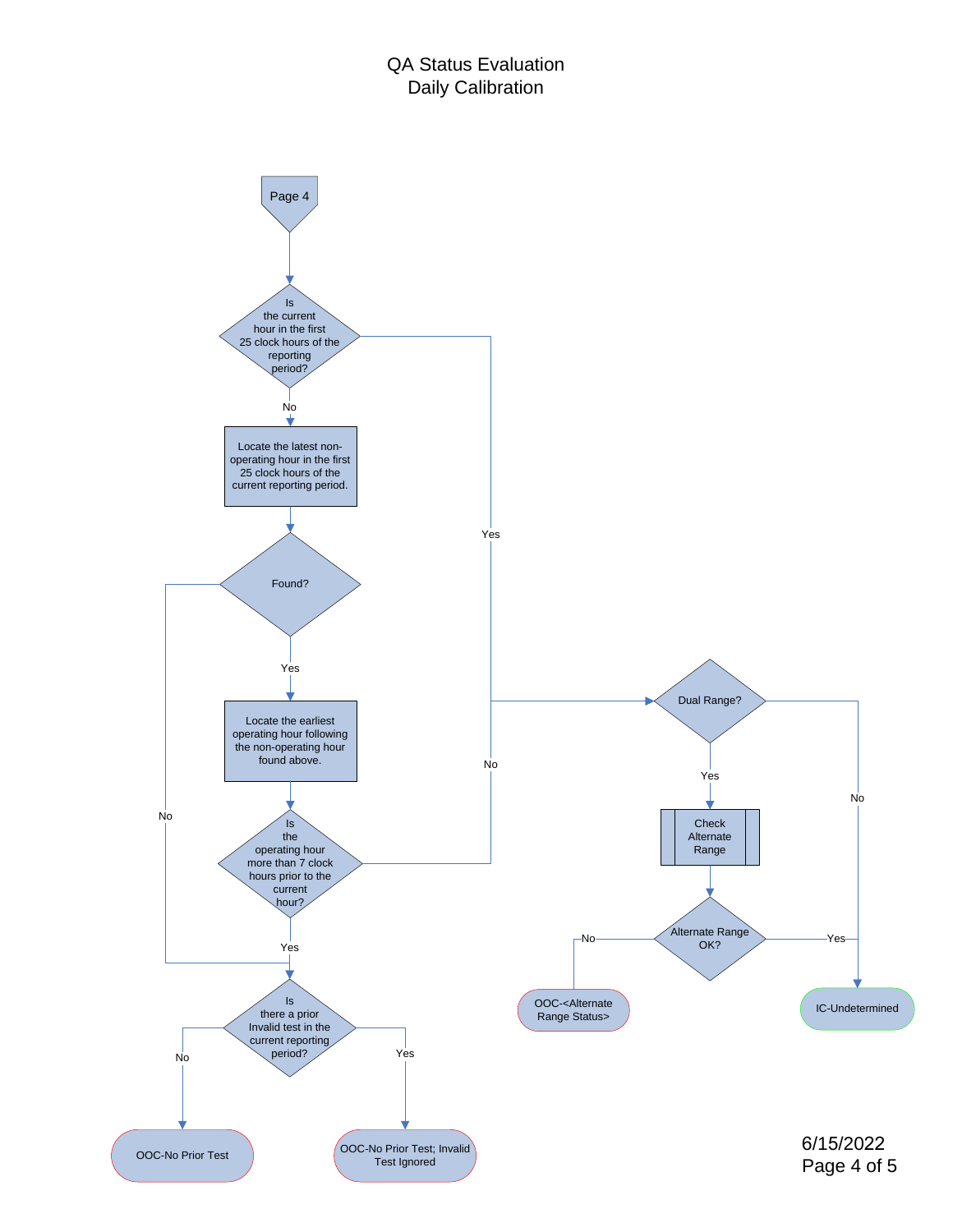# QA Status Evaluation
## Daily Calibration

**Page 4**

1. **Is the current hour in the first 25 clock hours of the reporting period?**
   - **Yes** → Go to **Dual Range?** (step 6)
   - **No** → Locate the latest non-operating hour in the first 25 clock hours of the current reporting period.

2. **Found?**
   - **No** → Go to **Is there a prior Invalid test in the current reporting period?** (step 4)
   - **Yes** → Locate the earliest operating hour following the non-operating hour found above.

3. **Is the operating hour more than 7 clock hours prior to the current hour?**
   - **Yes** → Go to step 4
   - **No** → Go to **Dual Range?** (step 6)

4. **Is there a prior Invalid test in the current reporting period?**
   - **No** → OOC-No Prior Test
   - **Yes** → OOC-No Prior Test; Invalid Test Ignored

6. **Dual Range?**
   - **No** → IC-Undetermined
   - **Yes** → Check Alternate Range

7. **Alternate Range OK?**
   - **No** → OOC-<Alternate Range Status>
   - **Yes** → IC-Undetermined

6/15/2022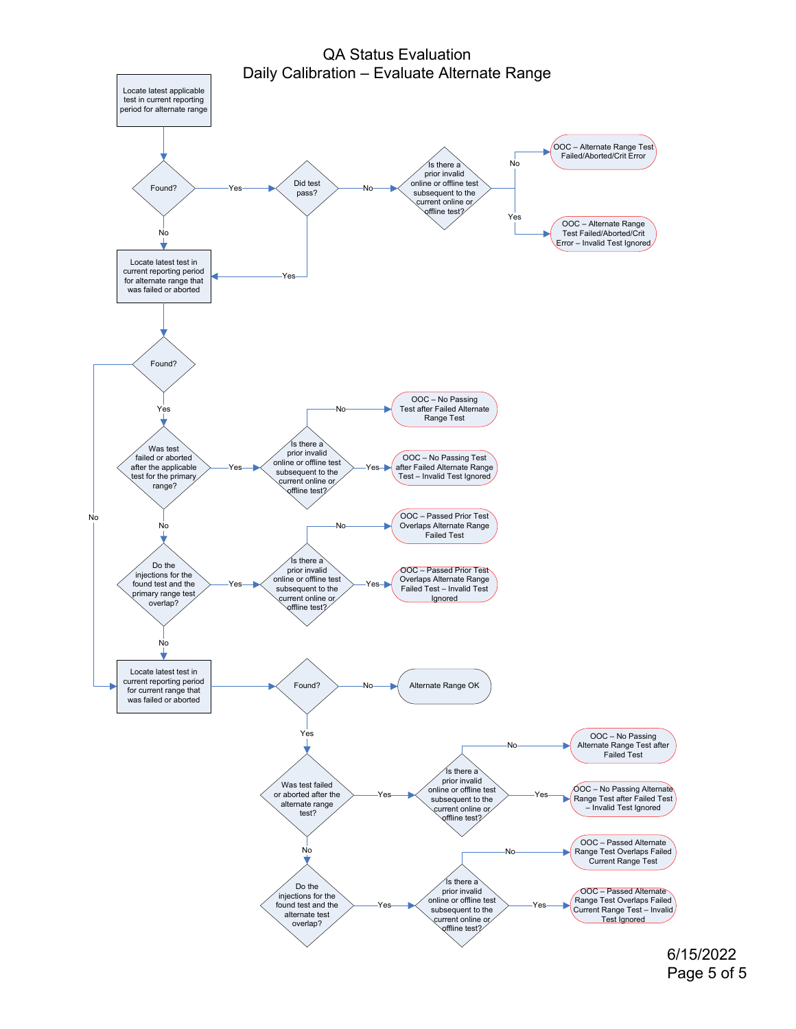# QA Status Evaluation
## Daily Calibration – Evaluate Alternate Range

Locate latest applicable test in current reporting period for alternate range

Found?

Yes

Did test pass?

No

Is there a prior invalid online or offline test subsequent to the current online or offline test?

No

OOC – Alternate Range Test Failed/Aborted/Crit Error

Yes

OOC – Alternate Range Test Failed/Aborted/Crit Error – Invalid Test Ignored

No

Yes

Locate latest test in current reporting period for alternate range that was failed or aborted

Found?

Yes

No

Was test failed or aborted after the applicable test for the primary range?

Yes

Is there a prior invalid online or offline test subsequent to the current online or offline test?

No

OOC – No Passing Test after Failed Alternate Range Test

Yes

OOC – No Passing Test after Failed Alternate Range Test – Invalid Test Ignored

No

Do the injections for the found test and the primary range test overlap?

Yes

Is there a prior invalid online or offline test subsequent to the current online or offline test?

No

OOC – Passed Prior Test Overlaps Alternate Range Failed Test

Yes

OOC – Passed Prior Test Overlaps Alternate Range Failed Test – Invalid Test Ignored

No

Locate latest test in current reporting period for current range that was failed or aborted

Found?

No

Alternate Range OK

Yes

Was test failed or aborted after the alternate range test?

Yes

Is there a prior invalid online or offline test subsequent to the current online or offline test?

No

OOC – No Passing Alternate Range Test after Failed Test

Yes

OOC – No Passing Alternate Range Test after Failed Test – Invalid Test Ignored

No

Do the injections for the found test and the alternate test overlap?

Yes

Is there a prior invalid online or offline test subsequent to the current online or offline test?

No

OOC – Passed Alternate Range Test Overlaps Failed Current Range Test

Yes

OOC – Passed Alternate Range Test Overlaps Failed Current Range Test – Invalid Test Ignored

6/15/2022